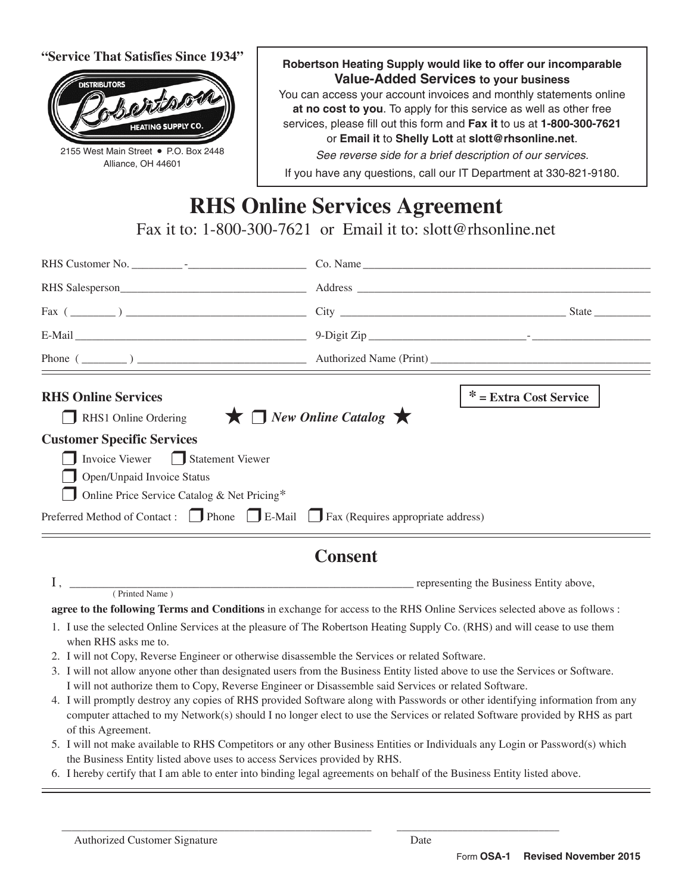"Service That Satisfies Since 1934"

DISTRIBUTORS Robertson HEATING SUPPLY CO.

2155 West Main Street • P.O. Box 2448
Alliance, OH 44601

**Robertson Heating Supply would like to offer our incomparable Value-Added Services to your business**

You can access your account invoices and monthly statements online **at no cost to you**. To apply for this service as well as other free services, please fill out this form and **Fax it** to us at **1-800-300-7621** or **Email it** to **Shelly Lott** at **slott@rhsonline.net**.

*See reverse side for a brief description of our services.*

If you have any questions, call our IT Department at 330-821-9180.

# RHS Online Services Agreement

Fax it to: 1-800-300-7621 or Email it to: slott@rhsonline.net

RHS Customer No. _________-____________________ Co. Name ____________________________________________________

RHS Salesperson________________________________ Address ______________________________________________________

Fax ( ________ ) ________________________________ City ________________________________________ State __________

E-Mail ________________________________________ 9-Digit Zip ___________________________- _____________________

Phone ( ________ ) ______________________________ Authorized Name (Print) ________________________________________

### RHS Online Services

**\* = Extra Cost Service**

- ☐ RHS1 Online Ordering
- ★ ☐ *New Online Catalog* ★

### Customer Specific Services

- ☐ Invoice Viewer ☐ Statement Viewer
- ☐ Open/Unpaid Invoice Status
- ☐ Online Price Service Catalog & Net Pricing*

Preferred Method of Contact : ☐ Phone ☐ E-Mail ☐ Fax (Requires appropriate address)

## Consent

I , ____________________________________________________________ representing the Business Entity above,
( Printed Name )

**agree to the following Terms and Conditions** in exchange for access to the RHS Online Services selected above as follows :

1. I use the selected Online Services at the pleasure of The Robertson Heating Supply Co. (RHS) and will cease to use them when RHS asks me to.
2. I will not Copy, Reverse Engineer or otherwise disassemble the Services or related Software.
3. I will not allow anyone other than designated users from the Business Entity listed above to use the Services or Software. I will not authorize them to Copy, Reverse Engineer or Disassemble said Services or related Software.
4. I will promptly destroy any copies of RHS provided Software along with Passwords or other identifying information from any computer attached to my Network(s) should I no longer elect to use the Services or related Software provided by RHS as part of this Agreement.
5. I will not make available to RHS Competitors or any other Business Entities or Individuals any Login or Password(s) which the Business Entity listed above uses to access Services provided by RHS.
6. I hereby certify that I am able to enter into binding legal agreements on behalf of the Business Entity listed above.

_______________________________________________________ _____________________________

Authorized Customer Signature Date

Form **OSA-1** **Revised November 2015**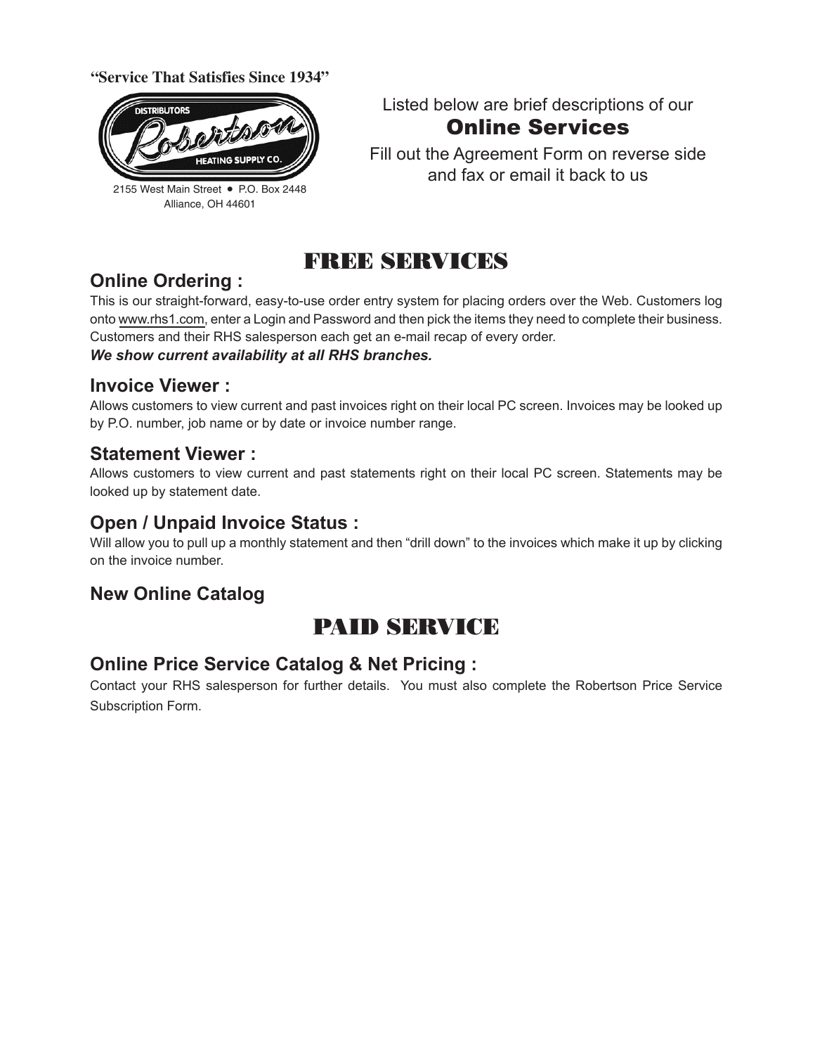**"Service That Satisfies Since 1934"**

DISTRIBUTORS
Robertson
HEATING SUPPLY CO.

2155 West Main Street • P.O. Box 2448
Alliance, OH 44601

Listed below are brief descriptions of our

## Online Services

Fill out the Agreement Form on reverse side and fax or email it back to us

# FREE SERVICES

### Online Ordering :

This is our straight-forward, easy-to-use order entry system for placing orders over the Web. Customers log onto www.rhs1.com, enter a Login and Password and then pick the items they need to complete their business. Customers and their RHS salesperson each get an e-mail recap of every order.

***We show current availability at all RHS branches.***

### Invoice Viewer :

Allows customers to view current and past invoices right on their local PC screen. Invoices may be looked up by P.O. number, job name or by date or invoice number range.

### Statement Viewer :

Allows customers to view current and past statements right on their local PC screen. Statements may be looked up by statement date.

### Open / Unpaid Invoice Status :

Will allow you to pull up a monthly statement and then "drill down" to the invoices which make it up by clicking on the invoice number.

### New Online Catalog

# PAID SERVICE

### Online Price Service Catalog & Net Pricing :

Contact your RHS salesperson for further details. You must also complete the Robertson Price Service Subscription Form.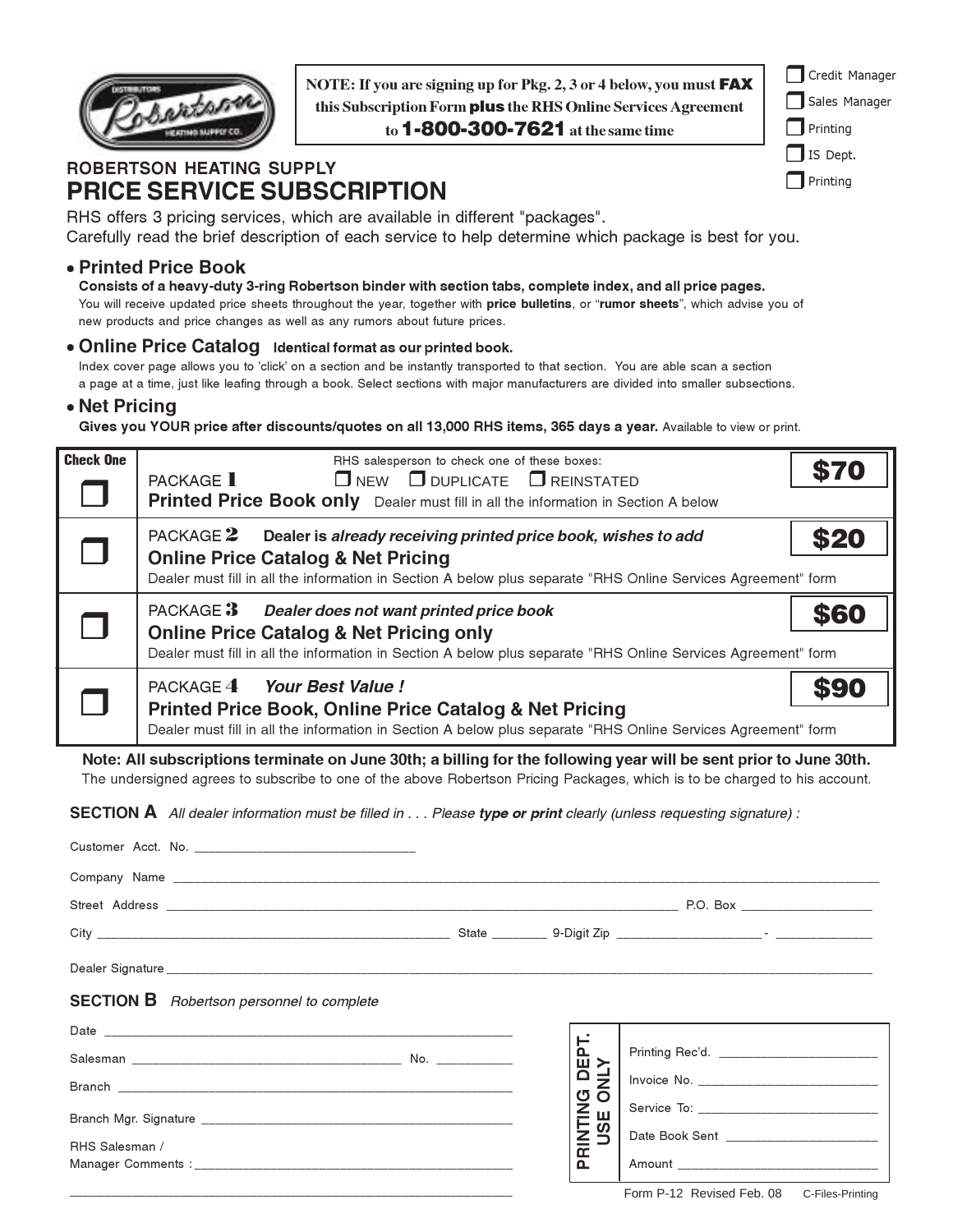**NOTE: If you are signing up for Pkg. 2, 3 or 4 below, you must FAX this Subscription Form plus the RHS Online Services Agreement to 1-800-300-7621 at the same time**

- ❒ Credit Manager
- ❒ Sales Manager
- ❒ Printing
- ❒ IS Dept.
- ❒ Printing

## ROBERTSON HEATING SUPPLY

# PRICE SERVICE SUBSCRIPTION

RHS offers 3 pricing services, which are available in different "packages".
Carefully read the brief description of each service to help determine which package is best for you.

- **Printed Price Book**
  **Consists of a heavy-duty 3-ring Robertson binder with section tabs, complete index, and all price pages.** You will receive updated price sheets throughout the year, together with **price bulletins**, or "**rumor sheets**", which advise you of new products and price changes as well as any rumors about future prices.
- **Online Price Catalog** **Identical format as our printed book.**
  Index cover page allows you to 'click' on a section and be instantly transported to that section. You are able scan a section a page at a time, just like leafing through a book. Select sections with major manufacturers are divided into smaller subsections.
- **Net Pricing**
  **Gives you YOUR price after discounts/quotes on all 13,000 RHS items, 365 days a year.** Available to view or print.

| Check One | Package | Price |
|---|---|---|
| ❒ | PACKAGE 1 — RHS salesperson to check one of these boxes: ❒ NEW ❒ DUPLICATE ❒ REINSTATED<br>**Printed Price Book only** Dealer must fill in all the information in Section A below | **$70** |
| ❒ | PACKAGE 2 **Dealer is *already receiving printed price book, wishes to add*** <br>**Online Price Catalog & Net Pricing**<br>Dealer must fill in all the information in Section A below plus separate "RHS Online Services Agreement" form | **$20** |
| ❒ | PACKAGE 3 ***Dealer does not want printed price book*** <br>**Online Price Catalog & Net Pricing only**<br>Dealer must fill in all the information in Section A below plus separate "RHS Online Services Agreement" form | **$60** |
| ❒ | PACKAGE 4 ***Your Best Value !*** <br>**Printed Price Book, Online Price Catalog & Net Pricing**<br>Dealer must fill in all the information in Section A below plus separate "RHS Online Services Agreement" form | **$90** |

**Note: All subscriptions terminate on June 30th; a billing for the following year will be sent prior to June 30th.**
The undersigned agrees to subscribe to one of the above Robertson Pricing Packages, which is to be charged to his account.

**SECTION A** *All dealer information must be filled in . . . Please **type or print** clearly (unless requesting signature) :*

Customer Acct. No. ______________________________

Company Name ______________________________

Street Address ______________________________ P.O. Box ________________

City ______________________________ State ________ 9-Digit Zip ________________ - ____________

Dealer Signature ______________________________

**SECTION B** *Robertson personnel to complete*

Date ______________________________

Salesman ______________________________ No. __________

Branch ______________________________

Branch Mgr. Signature ______________________________

RHS Salesman /
Manager Comments : ______________________________

______________________________

**PRINTING DEPT. USE ONLY**

Printing Rec'd. ____________________

Invoice No. ____________________

Service To: ____________________

Date Book Sent ____________________

Amount ____________________

Form P-12 Revised Feb. 08 C-Files-Printing